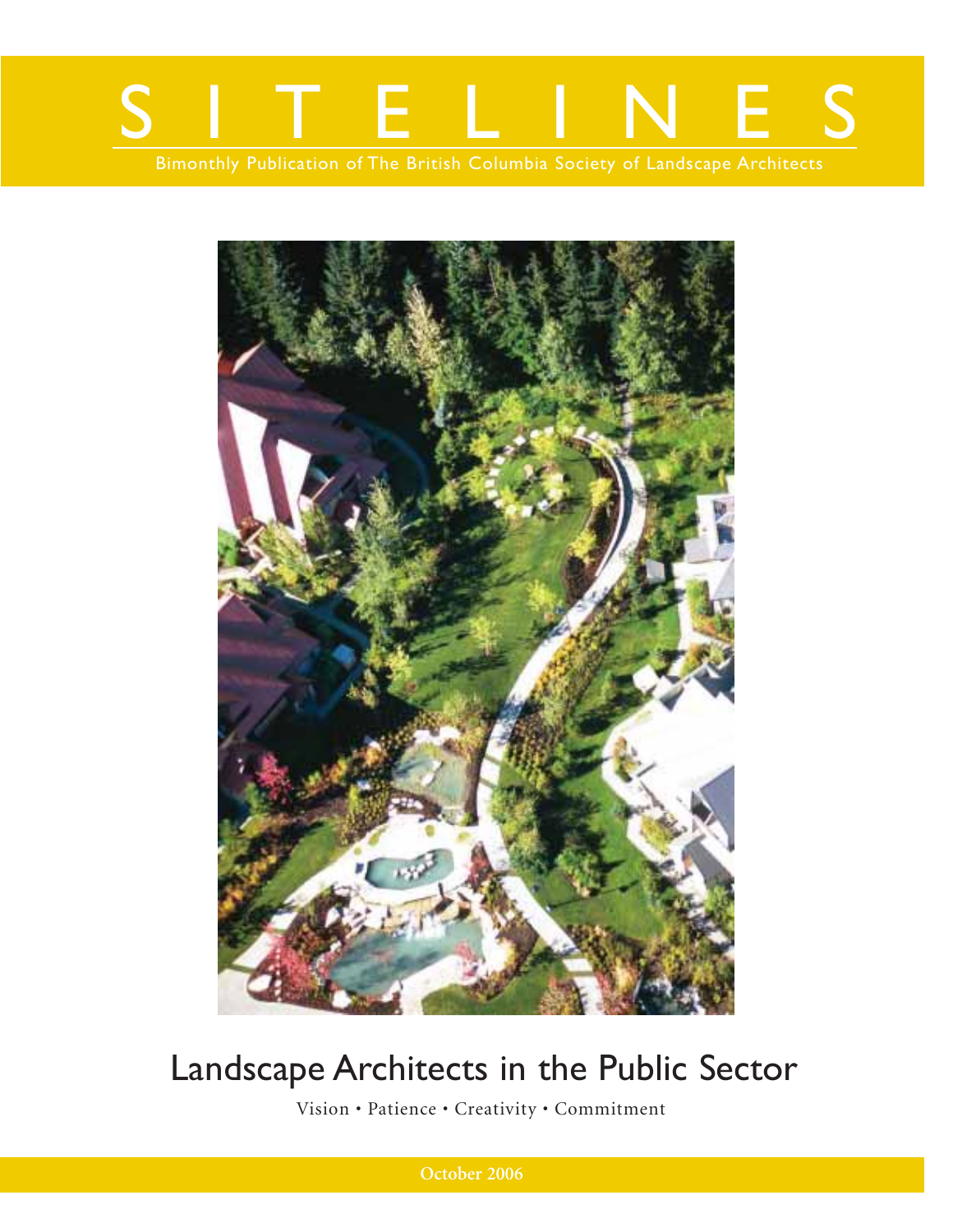# SITELINES

Bimonthly Publication of The British Columbia Society of Landscape Architects

## Landscape Architects in the Public Sector

Vision • Patience • Creativity • Commitment

October 2006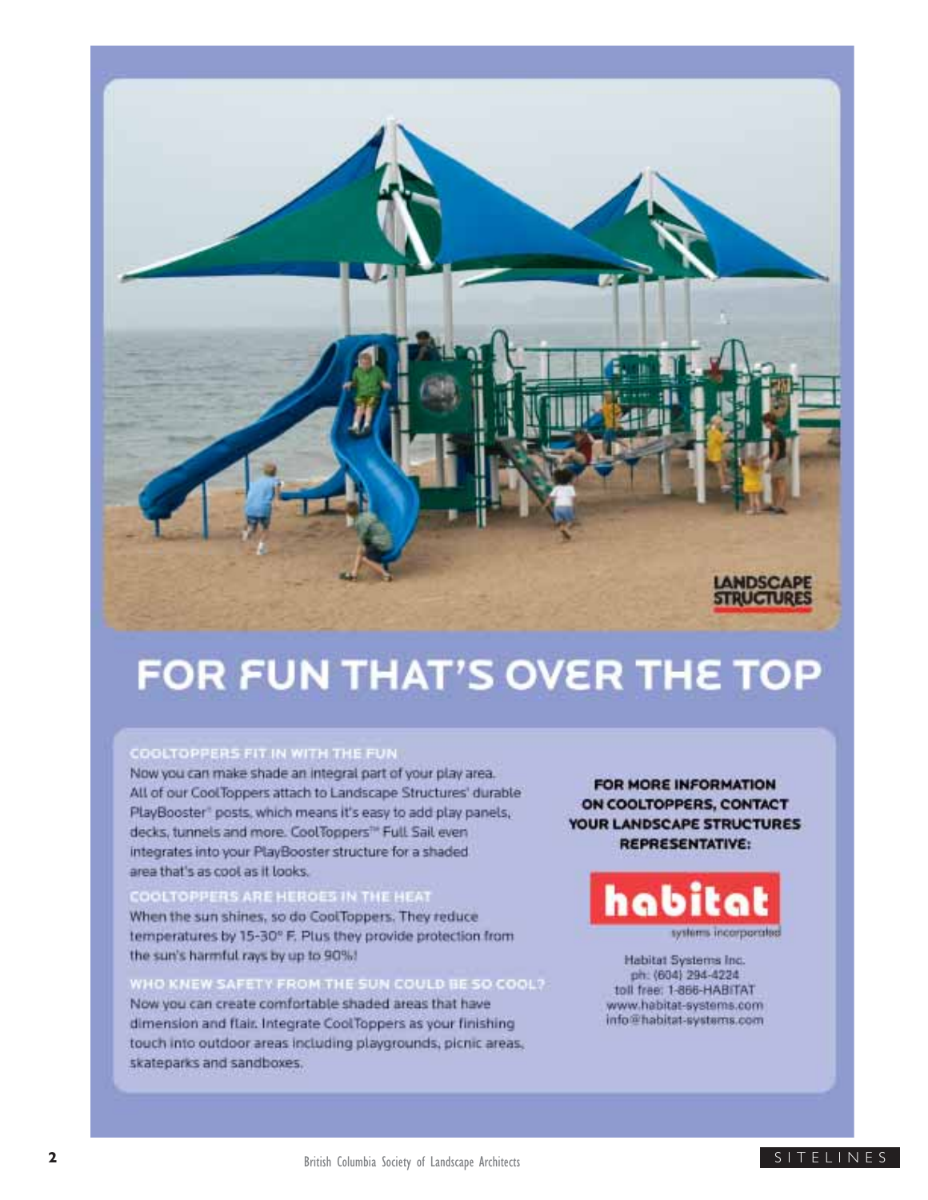LANDSCAPE STRUCTURES

# FOR FUN THAT'S OVER THE TOP

### COOLTOPPERS FIT IN WITH THE FUN

Now you can make shade an integral part of your play area. All of our CoolToppers attach to Landscape Structures' durable PlayBooster® posts, which means it's easy to add play panels, decks, tunnels and more. CoolToppers™ Full Sail even integrates into your PlayBooster structure for a shaded area that's as cool as it looks.

### COOLTOPPERS ARE HEROES IN THE HEAT

When the sun shines, so do CoolToppers. They reduce temperatures by 15-30° F. Plus they provide protection from the sun's harmful rays by up to 90%!

### WHO KNEW SAFETY FROM THE SUN COULD BE SO COOL?

Now you can create comfortable shaded areas that have dimension and flair. Integrate CoolToppers as your finishing touch into outdoor areas including playgrounds, picnic areas, skateparks and sandboxes.

**FOR MORE INFORMATION ON COOLTOPPERS, CONTACT YOUR LANDSCAPE STRUCTURES REPRESENTATIVE:**

**habitat**
systems incorporated

Habitat Systems Inc.
ph: (604) 294-4224
toll free: 1-866-HABITAT
www.habitat-systems.com
info@habitat-systems.com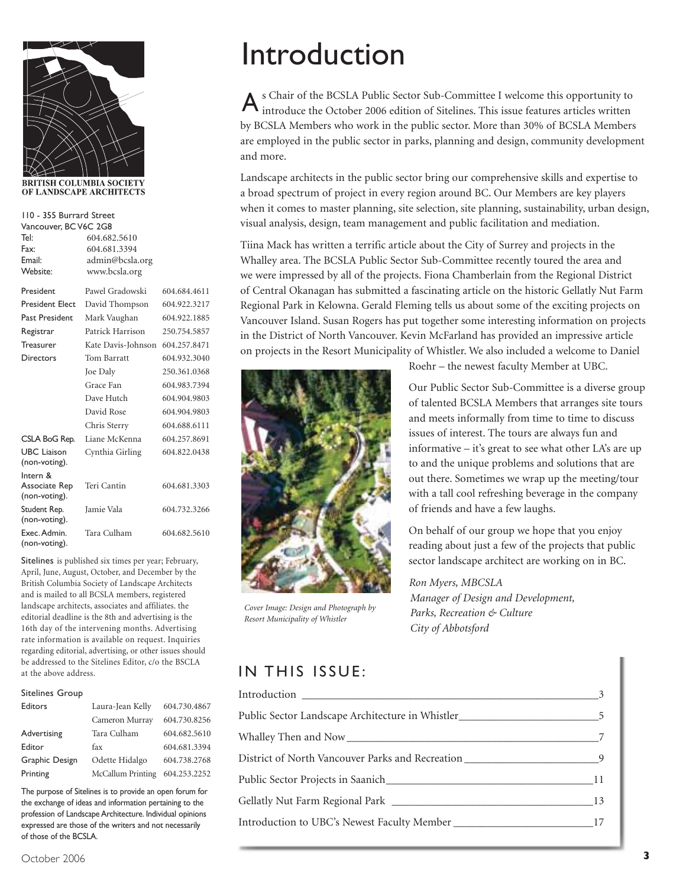BRITISH COLUMBIA SOCIETY OF LANDSCAPE ARCHITECTS

110 - 355 Burrard Street
Vancouver, BC V6C 2G8

| | |
|---|---|
| Tel: | 604.682.5610 |
| Fax: | 604.681.3394 |
| Email: | admin@bcsla.org |
| Website: | www.bcsla.org |

| | | |
|---|---|---|
| President | Pawel Gradowski | 604.684.4611 |
| President Elect | David Thompson | 604.922.3217 |
| Past President | Mark Vaughan | 604.922.1885 |
| Registrar | Patrick Harrison | 250.754.5857 |
| Treasurer | Kate Davis-Johnson | 604.257.8471 |
| Directors | Tom Barratt | 604.932.3040 |
| | Joe Daly | 250.361.0368 |
| | Grace Fan | 604.983.7394 |
| | Dave Hutch | 604.904.9803 |
| | David Rose | 604.904.9803 |
| | Chris Sterry | 604.688.6111 |
| CSLA BoG Rep. | Liane McKenna | 604.257.8691 |
| UBC Liaison (non-voting). | Cynthia Girling | 604.822.0438 |
| Intern & Associate Rep (non-voting). | Teri Cantin | 604.681.3303 |
| Student Rep. (non-voting). | Jamie Vala | 604.732.3266 |
| Exec. Admin. (non-voting). | Tara Culham | 604.682.5610 |

Sitelines is published six times per year; February, April, June, August, October, and December by the British Columbia Society of Landscape Architects and is mailed to all BCSLA members, registered landscape architects, associates and affiliates. the editorial deadline is the 8th and advertising is the 16th day of the intervening months. Advertising rate information is available on request. Inquiries regarding editorial, advertising, or other issues should be addressed to the Sitelines Editor, c/o the BSCLA at the above address.

Sitelines Group

| | | |
|---|---|---|
| Editors | Laura-Jean Kelly | 604.730.4867 |
| | Cameron Murray | 604.730.8256 |
| Advertising | Tara Culham | 604.682.5610 |
| Editor | fax | 604.681.3394 |
| Graphic Design | Odette Hidalgo | 604.738.2768 |
| Printing | McCallum Printing | 604.253.2252 |

The purpose of Sitelines is to provide an open forum for the exchange of ideas and information pertaining to the profession of Landscape Architecture. Individual opinions expressed are those of the writers and not necessarily of those of the BCSLA.

# Introduction

As Chair of the BCSLA Public Sector Sub-Committee I welcome this opportunity to introduce the October 2006 edition of Sitelines. This issue features articles written by BCSLA Members who work in the public sector. More than 30% of BCSLA Members are employed in the public sector in parks, planning and design, community development and more.

Landscape architects in the public sector bring our comprehensive skills and expertise to a broad spectrum of project in every region around BC. Our Members are key players when it comes to master planning, site selection, site planning, sustainability, urban design, visual analysis, design, team management and public facilitation and mediation.

Tiina Mack has written a terrific article about the City of Surrey and projects in the Whalley area. The BCSLA Public Sector Sub-Committee recently toured the area and we were impressed by all of the projects. Fiona Chamberlain from the Regional District of Central Okanagan has submitted a fascinating article on the historic Gellatly Nut Farm Regional Park in Kelowna. Gerald Fleming tells us about some of the exciting projects on Vancouver Island. Susan Rogers has put together some interesting information on projects in the District of North Vancouver. Kevin McFarland has provided an impressive article on projects in the Resort Municipality of Whistler. We also included a welcome to Daniel Roehr – the newest faculty Member at UBC.

*Cover Image: Design and Photograph by Resort Municipality of Whistler*

Our Public Sector Sub-Committee is a diverse group of talented BCSLA Members that arranges site tours and meets informally from time to time to discuss issues of interest. The tours are always fun and informative – it's great to see what other LA's are up to and the unique problems and solutions that are out there. Sometimes we wrap up the meeting/tour with a tall cool refreshing beverage in the company of friends and have a few laughs.

On behalf of our group we hope that you enjoy reading about just a few of the projects that public sector landscape architect are working on in BC.

*Ron Myers, MBCSLA*
*Manager of Design and Development,*
*Parks, Recreation & Culture*
*City of Abbotsford*

## IN THIS ISSUE:

| | |
|---|---|
| Introduction | 3 |
| Public Sector Landscape Architecture in Whistler | 5 |
| Whalley Then and Now | 7 |
| District of North Vancouver Parks and Recreation | 9 |
| Public Sector Projects in Saanich | 11 |
| Gellatly Nut Farm Regional Park | 13 |
| Introduction to UBC's Newest Faculty Member | 17 |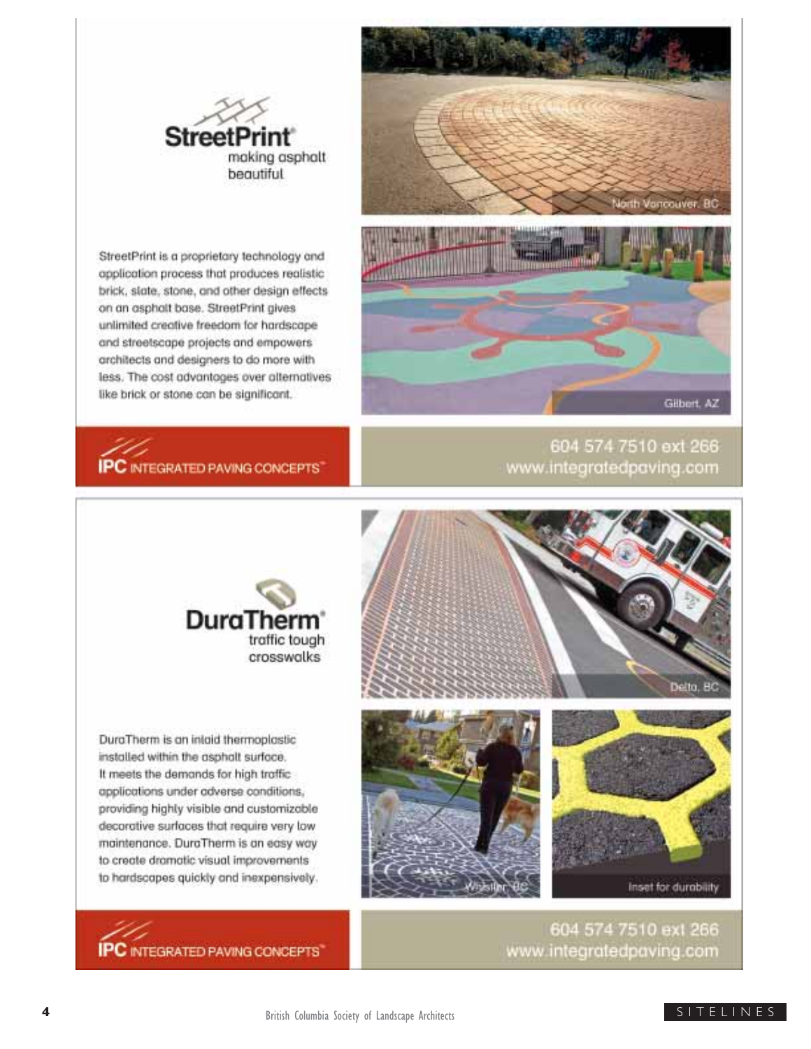## StreetPrint®

making asphalt beautiful

StreetPrint is a proprietary technology and application process that produces realistic brick, slate, stone, and other design effects on an asphalt base. StreetPrint gives unlimited creative freedom for hardscape and streetscape projects and empowers architects and designers to do more with less. The cost advantages over alternatives like brick or stone can be significant.

North Vancouver, BC

Gilbert, AZ

**IPC INTEGRATED PAVING CONCEPTS™**

604 574 7510 ext 266
www.integratedpaving.com

## DuraTherm®

traffic tough crosswalks

DuraTherm is an inlaid thermoplastic installed within the asphalt surface. It meets the demands for high traffic applications under adverse conditions, providing highly visible and customizable decorative surfaces that require very low maintenance. DuraTherm is an easy way to create dramatic visual improvements to hardscapes quickly and inexpensively.

Delta, BC

Whistler, BC

Inset for durability

**IPC INTEGRATED PAVING CONCEPTS™**

604 574 7510 ext 266
www.integratedpaving.com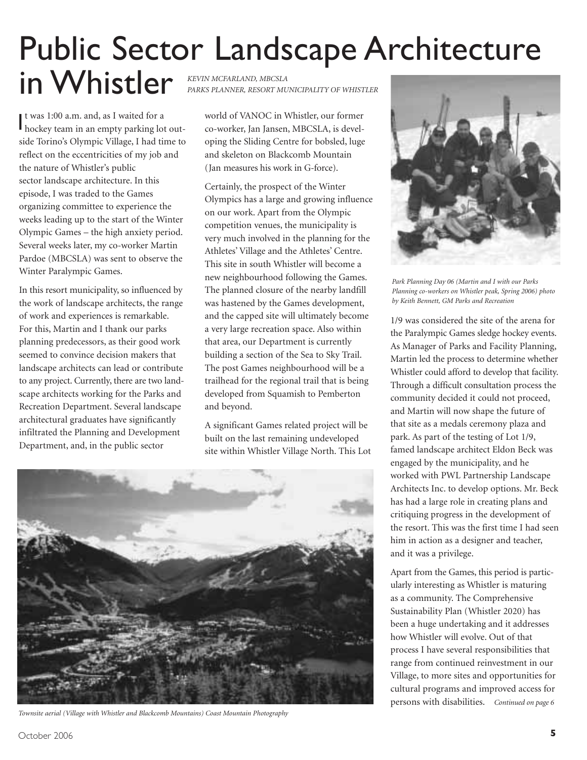# Public Sector Landscape Architecture in Whistler

*KEVIN MCFARLAND, MBCSLA*
*PARKS PLANNER, RESORT MUNICIPALITY OF WHISTLER*

It was 1:00 a.m. and, as I waited for a hockey team in an empty parking lot outside Torino's Olympic Village, I had time to reflect on the eccentricities of my job and the nature of Whistler's public sector landscape architecture. In this episode, I was traded to the Games organizing committee to experience the weeks leading up to the start of the Winter Olympic Games – the high anxiety period. Several weeks later, my co-worker Martin Pardoe (MBCSLA) was sent to observe the Winter Paralympic Games.

In this resort municipality, so influenced by the work of landscape architects, the range of work and experiences is remarkable. For this, Martin and I thank our parks planning predecessors, as their good work seemed to convince decision makers that landscape architects can lead or contribute to any project. Currently, there are two landscape architects working for the Parks and Recreation Department. Several landscape architectural graduates have significantly infiltrated the Planning and Development Department, and, in the public sector world of VANOC in Whistler, our former co-worker, Jan Jansen, MBCSLA, is developing the Sliding Centre for bobsled, luge and skeleton on Blackcomb Mountain (Jan measures his work in G-force).

Certainly, the prospect of the Winter Olympics has a large and growing influence on our work. Apart from the Olympic competition venues, the municipality is very much involved in the planning for the Athletes' Village and the Athletes' Centre. This site in south Whistler will become a new neighbourhood following the Games. The planned closure of the nearby landfill was hastened by the Games development, and the capped site will ultimately become a very large recreation space. Also within that area, our Department is currently building a section of the Sea to Sky Trail. The post Games neighbourhood will be a trailhead for the regional trail that is being developed from Squamish to Pemberton and beyond.

A significant Games related project will be built on the last remaining undeveloped site within Whistler Village North. This Lot 1/9 was considered the site of the arena for the Paralympic Games sledge hockey events. As Manager of Parks and Facility Planning, Martin led the process to determine whether Whistler could afford to develop that facility. Through a difficult consultation process the community decided it could not proceed, and Martin will now shape the future of that site as a medals ceremony plaza and park. As part of the testing of Lot 1/9, famed landscape architect Eldon Beck was engaged by the municipality, and he worked with PWL Partnership Landscape Architects Inc. to develop options. Mr. Beck has had a large role in creating plans and critiquing progress in the development of the resort. This was the first time I had seen him in action as a designer and teacher, and it was a privilege.

*Townsite aerial (Village with Whistler and Blackcomb Mountains) Coast Mountain Photography*

*Park Planning Day 06 (Martin and I with our Parks Planning co-workers on Whistler peak, Spring 2006) photo by Keith Bennett, GM Parks and Recreation*

Apart from the Games, this period is particularly interesting as Whistler is maturing as a community. The Comprehensive Sustainability Plan (Whistler 2020) has been a huge undertaking and it addresses how Whistler will evolve. Out of that process I have several responsibilities that range from continued reinvestment in our Village, to more sites and opportunities for cultural programs and improved access for persons with disabilities. *Continued on page 6*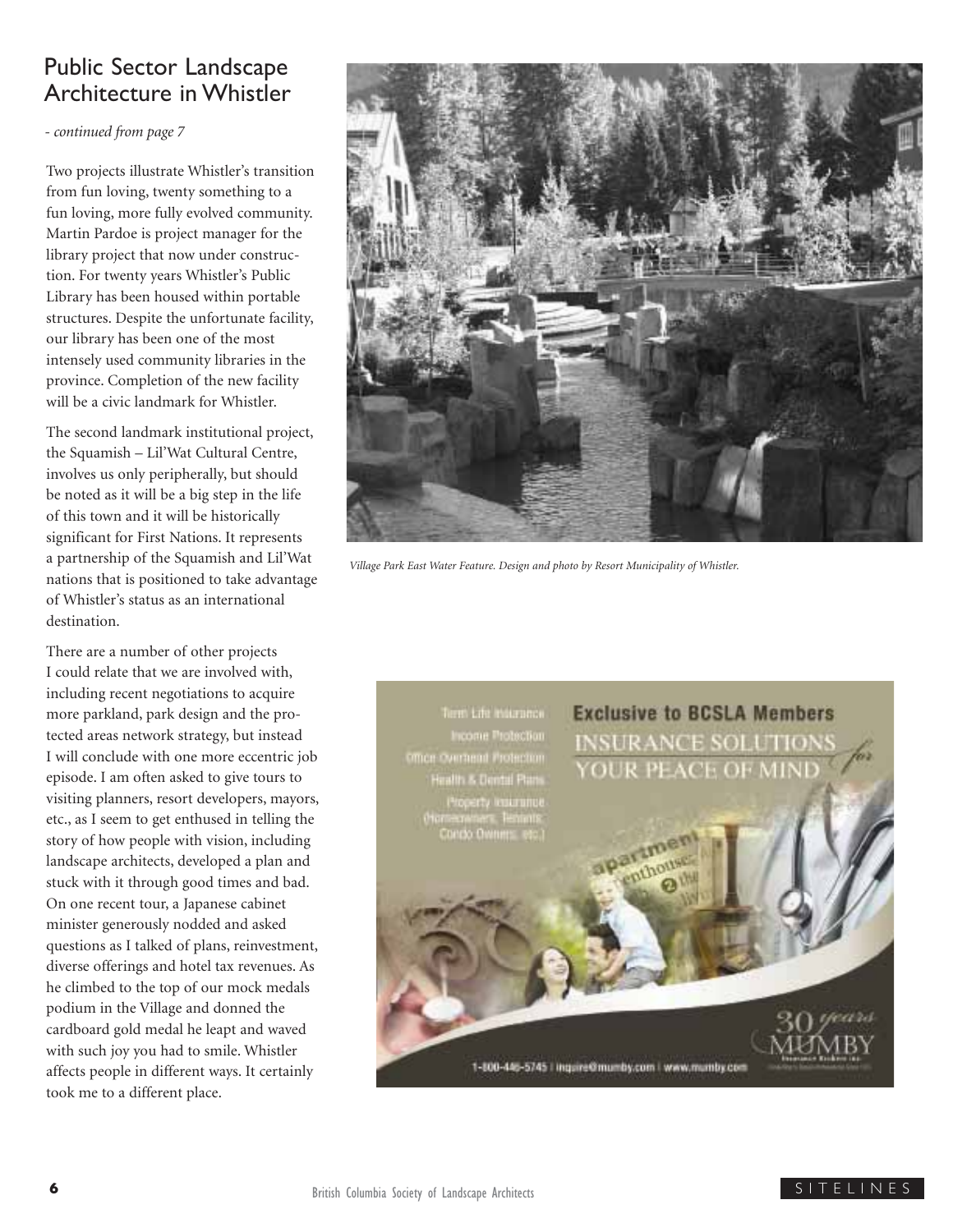## Public Sector Landscape Architecture in Whistler

*- continued from page 7*

Two projects illustrate Whistler's transition from fun loving, twenty something to a fun loving, more fully evolved community. Martin Pardoe is project manager for the library project that now under construction. For twenty years Whistler's Public Library has been housed within portable structures. Despite the unfortunate facility, our library has been one of the most intensely used community libraries in the province. Completion of the new facility will be a civic landmark for Whistler.

The second landmark institutional project, the Squamish – Lil'Wat Cultural Centre, involves us only peripherally, but should be noted as it will be a big step in the life of this town and it will be historically significant for First Nations. It represents a partnership of the Squamish and Lil'Wat nations that is positioned to take advantage of Whistler's status as an international destination.

There are a number of other projects I could relate that we are involved with, including recent negotiations to acquire more parkland, park design and the protected areas network strategy, but instead I will conclude with one more eccentric job episode. I am often asked to give tours to visiting planners, resort developers, mayors, etc., as I seem to get enthused in telling the story of how people with vision, including landscape architects, developed a plan and stuck with it through good times and bad. On one recent tour, a Japanese cabinet minister generously nodded and asked questions as I talked of plans, reinvestment, diverse offerings and hotel tax revenues. As he climbed to the top of our mock medals podium in the Village and donned the cardboard gold medal he leapt and waved with such joy you had to smile. Whistler affects people in different ways. It certainly took me to a different place.

*Village Park East Water Feature. Design and photo by Resort Municipality of Whistler.*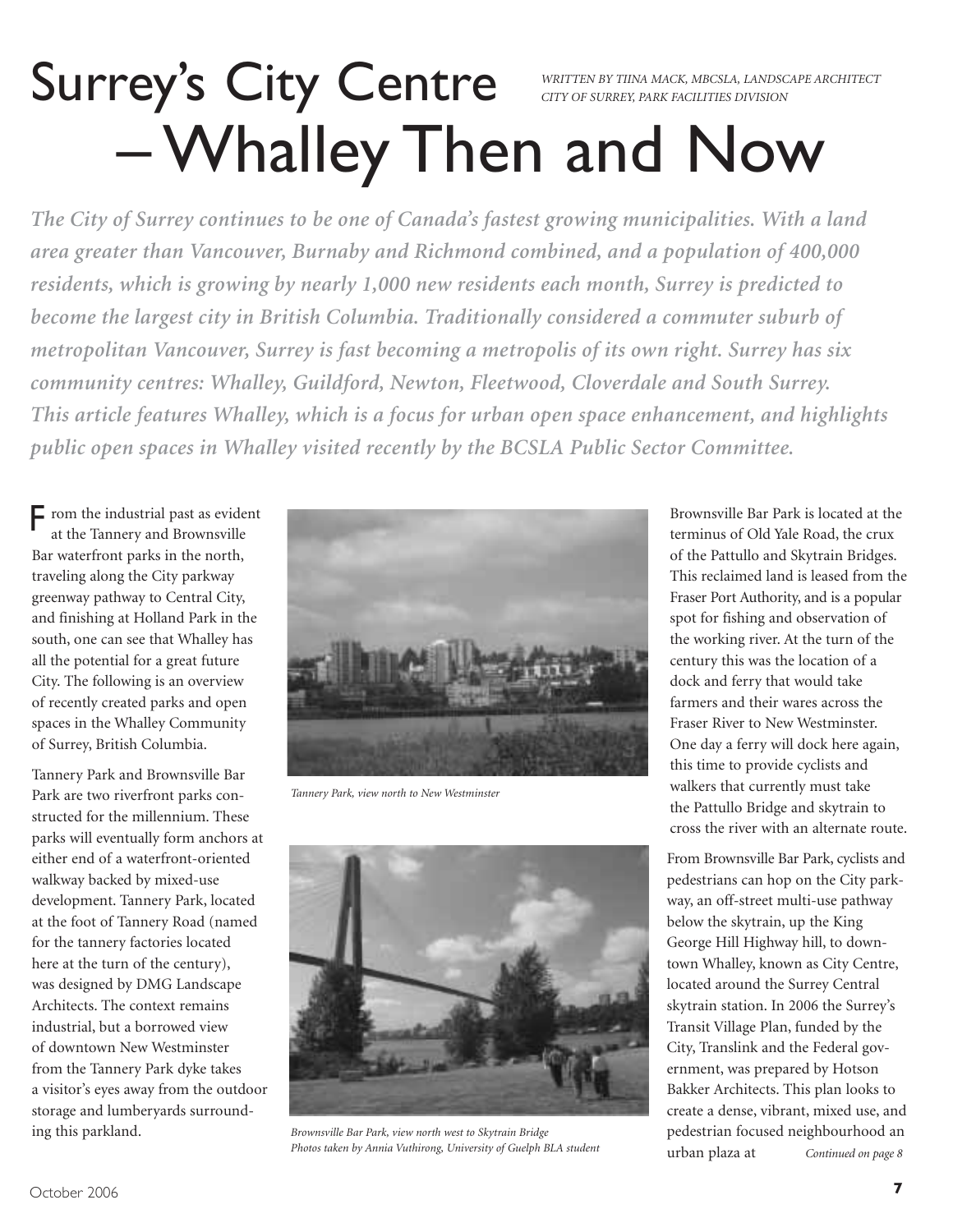# Surrey's City Centre – Whalley Then and Now

*WRITTEN BY TIINA MACK, MBCSLA, LANDSCAPE ARCHITECT CITY OF SURREY, PARK FACILITIES DIVISION*

***The City of Surrey continues to be one of Canada's fastest growing municipalities. With a land area greater than Vancouver, Burnaby and Richmond combined, and a population of 400,000 residents, which is growing by nearly 1,000 new residents each month, Surrey is predicted to become the largest city in British Columbia. Traditionally considered a commuter suburb of metropolitan Vancouver, Surrey is fast becoming a metropolis of its own right. Surrey has six community centres: Whalley, Guildford, Newton, Fleetwood, Cloverdale and South Surrey. This article features Whalley, which is a focus for urban open space enhancement, and highlights public open spaces in Whalley visited recently by the BCSLA Public Sector Committee.***

From the industrial past as evident at the Tannery and Brownsville Bar waterfront parks in the north, traveling along the City parkway greenway pathway to Central City, and finishing at Holland Park in the south, one can see that Whalley has all the potential for a great future City. The following is an overview of recently created parks and open spaces in the Whalley Community of Surrey, British Columbia.

Tannery Park and Brownsville Bar Park are two riverfront parks constructed for the millennium. These parks will eventually form anchors at either end of a waterfront-oriented walkway backed by mixed-use development. Tannery Park, located at the foot of Tannery Road (named for the tannery factories located here at the turn of the century), was designed by DMG Landscape Architects. The context remains industrial, but a borrowed view of downtown New Westminster from the Tannery Park dyke takes a visitor's eyes away from the outdoor storage and lumberyards surrounding this parkland.

*Tannery Park, view north to New Westminster*

*Brownsville Bar Park, view north west to Skytrain Bridge*
*Photos taken by Annia Vuthirong, University of Guelph BLA student*

Brownsville Bar Park is located at the terminus of Old Yale Road, the crux of the Pattullo and Skytrain Bridges. This reclaimed land is leased from the Fraser Port Authority, and is a popular spot for fishing and observation of the working river. At the turn of the century this was the location of a dock and ferry that would take farmers and their wares across the Fraser River to New Westminster. One day a ferry will dock here again, this time to provide cyclists and walkers that currently must take the Pattullo Bridge and skytrain to cross the river with an alternate route.

From Brownsville Bar Park, cyclists and pedestrians can hop on the City parkway, an off-street multi-use pathway below the skytrain, up the King George Hill Highway hill, to downtown Whalley, known as City Centre, located around the Surrey Central skytrain station. In 2006 the Surrey's Transit Village Plan, funded by the City, Translink and the Federal government, was prepared by Hotson Bakker Architects. This plan looks to create a dense, vibrant, mixed use, and pedestrian focused neighbourhood an urban plaza at *Continued on page 8*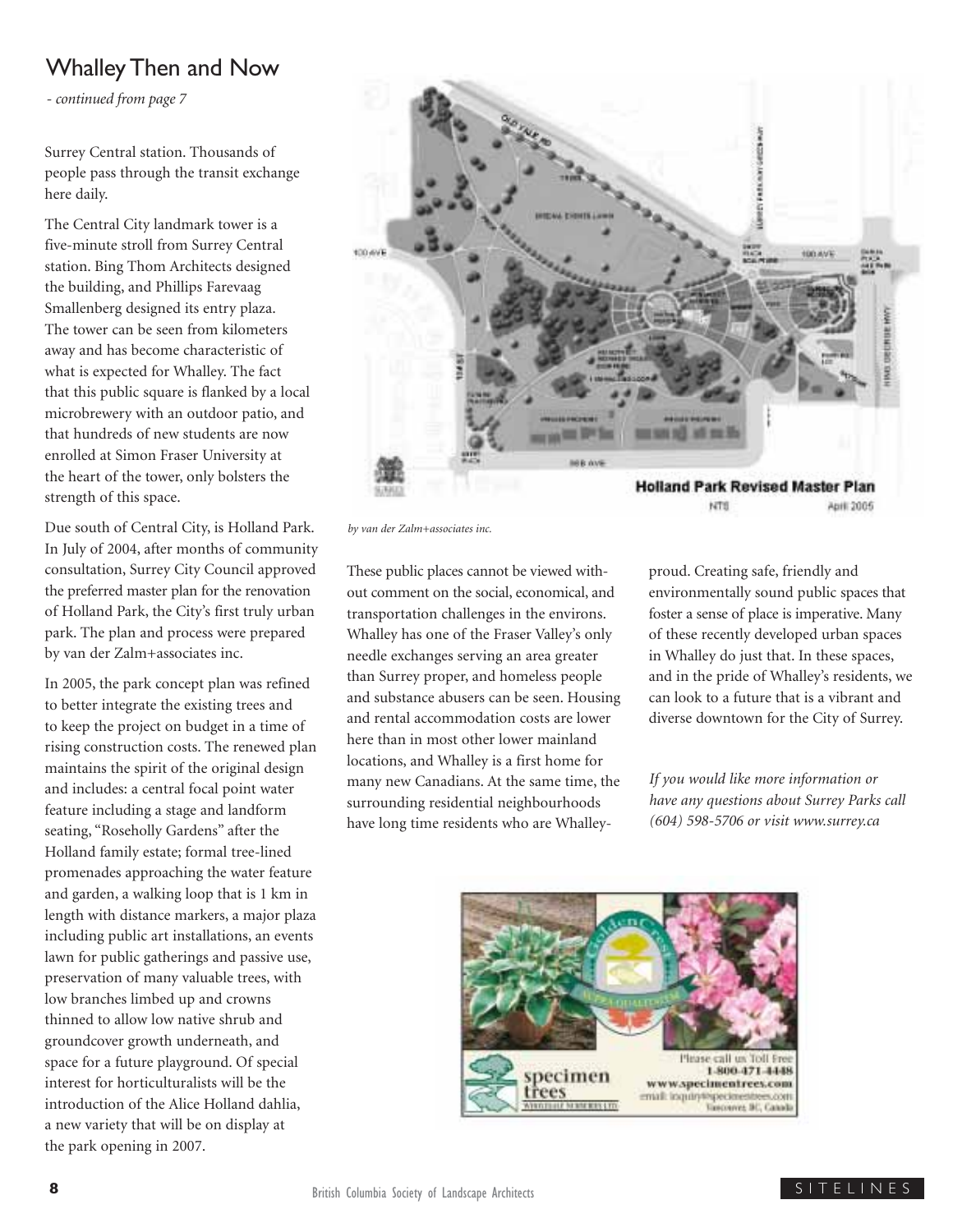## Whalley Then and Now

*- continued from page 7*

Surrey Central station. Thousands of people pass through the transit exchange here daily.

The Central City landmark tower is a five-minute stroll from Surrey Central station. Bing Thom Architects designed the building, and Phillips Farevaag Smallenberg designed its entry plaza. The tower can be seen from kilometers away and has become characteristic of what is expected for Whalley. The fact that this public square is flanked by a local microbrewery with an outdoor patio, and that hundreds of new students are now enrolled at Simon Fraser University at the heart of the tower, only bolsters the strength of this space.

Due south of Central City, is Holland Park. In July of 2004, after months of community consultation, Surrey City Council approved the preferred master plan for the renovation of Holland Park, the City's first truly urban park. The plan and process were prepared by van der Zalm+associates inc.

In 2005, the park concept plan was refined to better integrate the existing trees and to keep the project on budget in a time of rising construction costs. The renewed plan maintains the spirit of the original design and includes: a central focal point water feature including a stage and landform seating, "Roseholly Gardens" after the Holland family estate; formal tree-lined promenades approaching the water feature and garden, a walking loop that is 1 km in length with distance markers, a major plaza including public art installations, an events lawn for public gatherings and passive use, preservation of many valuable trees, with low branches limbed up and crowns thinned to allow low native shrub and groundcover growth underneath, and space for a future playground. Of special interest for horticulturalists will be the introduction of the Alice Holland dahlia, a new variety that will be on display at the park opening in 2007.

Holland Park Revised Master Plan
NTS April 2005

*by van der Zalm+associates inc.*

These public places cannot be viewed without comment on the social, economical, and transportation challenges in the environs. Whalley has one of the Fraser Valley's only needle exchanges serving an area greater than Surrey proper, and homeless people and substance abusers can be seen. Housing and rental accommodation costs are lower here than in most other lower mainland locations, and Whalley is a first home for many new Canadians. At the same time, the surrounding residential neighbourhoods have long time residents who are Whalley-proud. Creating safe, friendly and environmentally sound public spaces that foster a sense of place is imperative. Many of these recently developed urban spaces in Whalley do just that. In these spaces, and in the pride of Whalley's residents, we can look to a future that is a vibrant and diverse downtown for the City of Surrey.

*If you would like more information or have any questions about Surrey Parks call (604) 598-5706 or visit www.surrey.ca*

specimen trees
Please call us Toll Free 1-800-471-4448
www.specimentrees.com
email: inquiry@specimentrees.com
Vancouver, BC, Canada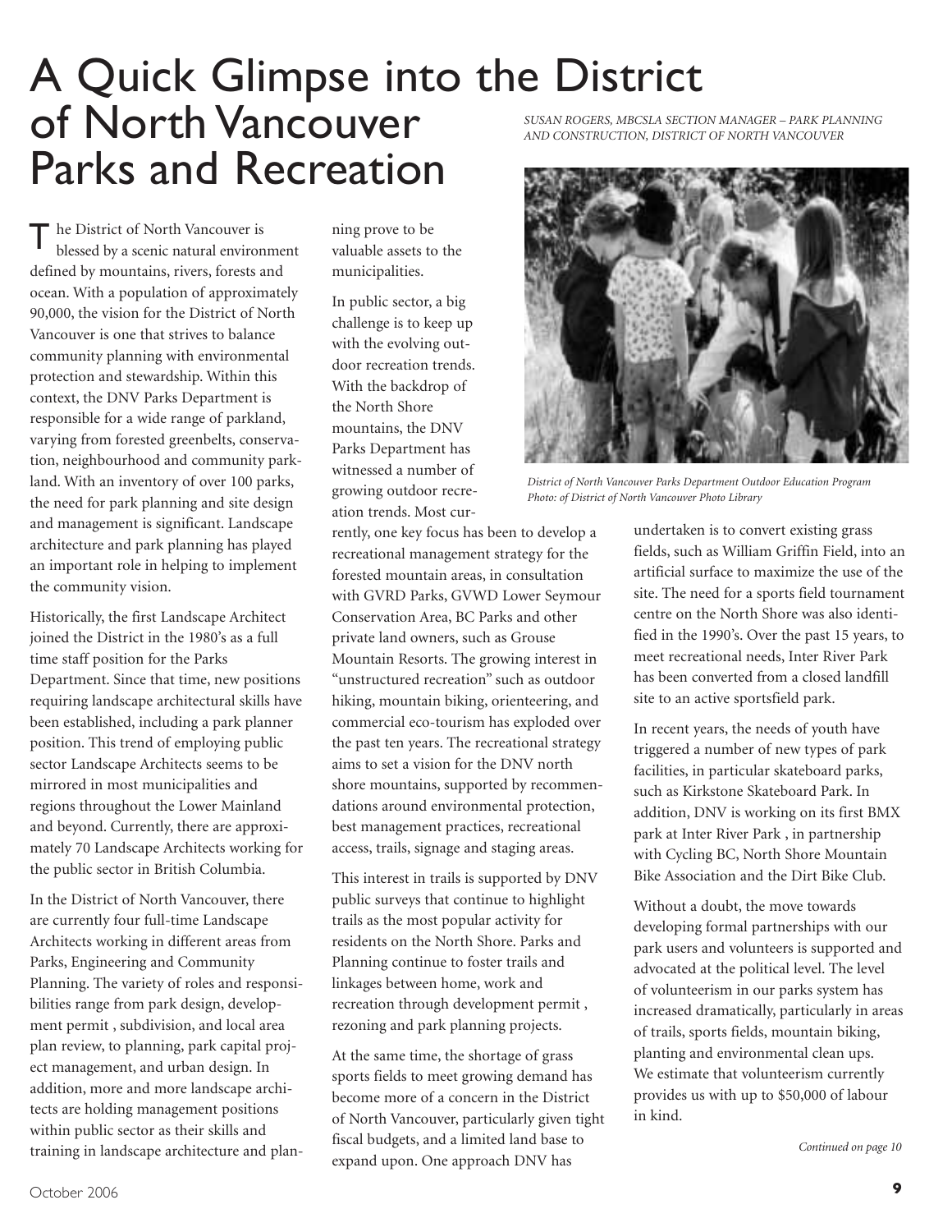# A Quick Glimpse into the District of North Vancouver Parks and Recreation

*SUSAN ROGERS, MBCSLA SECTION MANAGER – PARK PLANNING AND CONSTRUCTION, DISTRICT OF NORTH VANCOUVER*

The District of North Vancouver is blessed by a scenic natural environment defined by mountains, rivers, forests and ocean. With a population of approximately 90,000, the vision for the District of North Vancouver is one that strives to balance community planning with environmental protection and stewardship. Within this context, the DNV Parks Department is responsible for a wide range of parkland, varying from forested greenbelts, conservation, neighbourhood and community parkland. With an inventory of over 100 parks, the need for park planning and site design and management is significant. Landscape architecture and park planning has played an important role in helping to implement the community vision.

Historically, the first Landscape Architect joined the District in the 1980's as a full time staff position for the Parks Department. Since that time, new positions requiring landscape architectural skills have been established, including a park planner position. This trend of employing public sector Landscape Architects seems to be mirrored in most municipalities and regions throughout the Lower Mainland and beyond. Currently, there are approximately 70 Landscape Architects working for the public sector in British Columbia.

In the District of North Vancouver, there are currently four full-time Landscape Architects working in different areas from Parks, Engineering and Community Planning. The variety of roles and responsibilities range from park design, development permit , subdivision, and local area plan review, to planning, park capital project management, and urban design. In addition, more and more landscape architects are holding management positions within public sector as their skills and training in landscape architecture and planning prove to be valuable assets to the municipalities.

In public sector, a big challenge is to keep up with the evolving outdoor recreation trends. With the backdrop of the North Shore mountains, the DNV Parks Department has witnessed a number of growing outdoor recreation trends. Most currently, one key focus has been to develop a recreational management strategy for the forested mountain areas, in consultation with GVRD Parks, GVWD Lower Seymour Conservation Area, BC Parks and other private land owners, such as Grouse Mountain Resorts. The growing interest in "unstructured recreation" such as outdoor hiking, mountain biking, orienteering, and commercial eco-tourism has exploded over the past ten years. The recreational strategy aims to set a vision for the DNV north shore mountains, supported by recommendations around environmental protection, best management practices, recreational access, trails, signage and staging areas.

This interest in trails is supported by DNV public surveys that continue to highlight trails as the most popular activity for residents on the North Shore. Parks and Planning continue to foster trails and linkages between home, work and recreation through development permit , rezoning and park planning projects.

At the same time, the shortage of grass sports fields to meet growing demand has become more of a concern in the District of North Vancouver, particularly given tight fiscal budgets, and a limited land base to expand upon. One approach DNV has undertaken is to convert existing grass fields, such as William Griffin Field, into an artificial surface to maximize the use of the site. The need for a sports field tournament centre on the North Shore was also identified in the 1990's. Over the past 15 years, to meet recreational needs, Inter River Park has been converted from a closed landfill site to an active sportsfield park.

*District of North Vancouver Parks Department Outdoor Education Program Photo: of District of North Vancouver Photo Library*

In recent years, the needs of youth have triggered a number of new types of park facilities, in particular skateboard parks, such as Kirkstone Skateboard Park. In addition, DNV is working on its first BMX park at Inter River Park , in partnership with Cycling BC, North Shore Mountain Bike Association and the Dirt Bike Club.

Without a doubt, the move towards developing formal partnerships with our park users and volunteers is supported and advocated at the political level. The level of volunteerism in our parks system has increased dramatically, particularly in areas of trails, sports fields, mountain biking, planting and environmental clean ups. We estimate that volunteerism currently provides us with up to $50,000 of labour in kind.

*Continued on page 10*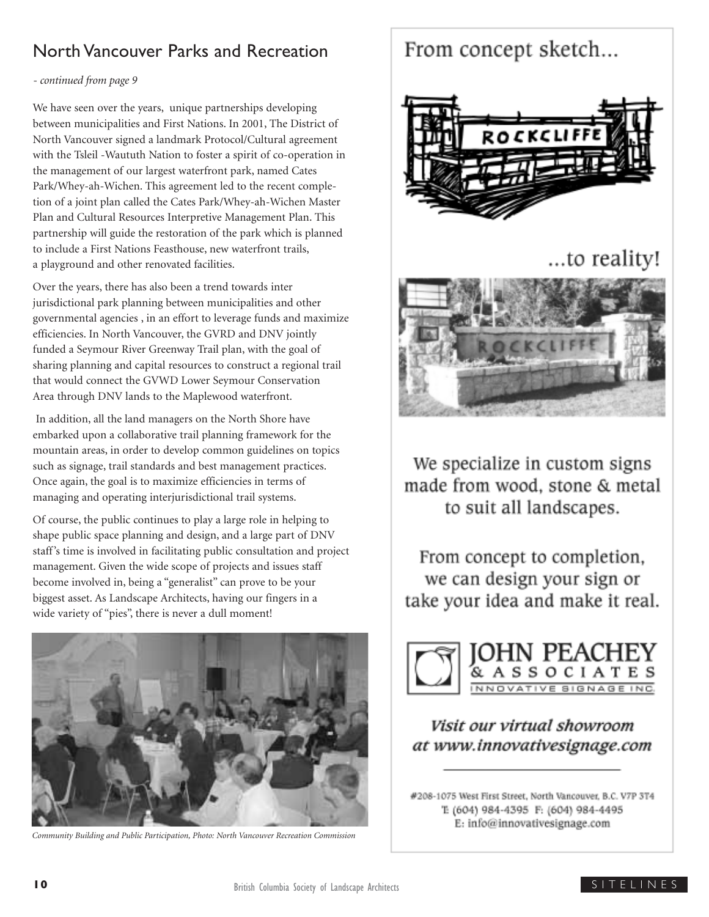## North Vancouver Parks and Recreation

*- continued from page 9*

We have seen over the years, unique partnerships developing between municipalities and First Nations. In 2001, The District of North Vancouver signed a landmark Protocol/Cultural agreement with the Tsleil -Waututh Nation to foster a spirit of co-operation in the management of our largest waterfront park, named Cates Park/Whey-ah-Wichen. This agreement led to the recent completion of a joint plan called the Cates Park/Whey-ah-Wichen Master Plan and Cultural Resources Interpretive Management Plan. This partnership will guide the restoration of the park which is planned to include a First Nations Feasthouse, new waterfront trails, a playground and other renovated facilities.

Over the years, there has also been a trend towards inter jurisdictional park planning between municipalities and other governmental agencies , in an effort to leverage funds and maximize efficiencies. In North Vancouver, the GVRD and DNV jointly funded a Seymour River Greenway Trail plan, with the goal of sharing planning and capital resources to construct a regional trail that would connect the GVWD Lower Seymour Conservation Area through DNV lands to the Maplewood waterfront.

In addition, all the land managers on the North Shore have embarked upon a collaborative trail planning framework for the mountain areas, in order to develop common guidelines on topics such as signage, trail standards and best management practices. Once again, the goal is to maximize efficiencies in terms of managing and operating interjurisdictional trail systems.

Of course, the public continues to play a large role in helping to shape public space planning and design, and a large part of DNV staff's time is involved in facilitating public consultation and project management. Given the wide scope of projects and issues staff become involved in, being a "generalist" can prove to be your biggest asset. As Landscape Architects, having our fingers in a wide variety of "pies", there is never a dull moment!

*Community Building and Public Participation, Photo: North Vancouver Recreation Commission*

From concept sketch...

...to reality!

We specialize in custom signs made from wood, stone & metal to suit all landscapes.

From concept to completion, we can design your sign or take your idea and make it real.

JOHN PEACHEY & ASSOCIATES
INNOVATIVE SIGNAGE INC.

*Visit our virtual showroom at www.innovativesignage.com*

#208-1075 West First Street, North Vancouver, B.C. V7P 3T4
T: (604) 984-4395 F: (604) 984-4495
E: info@innovativesignage.com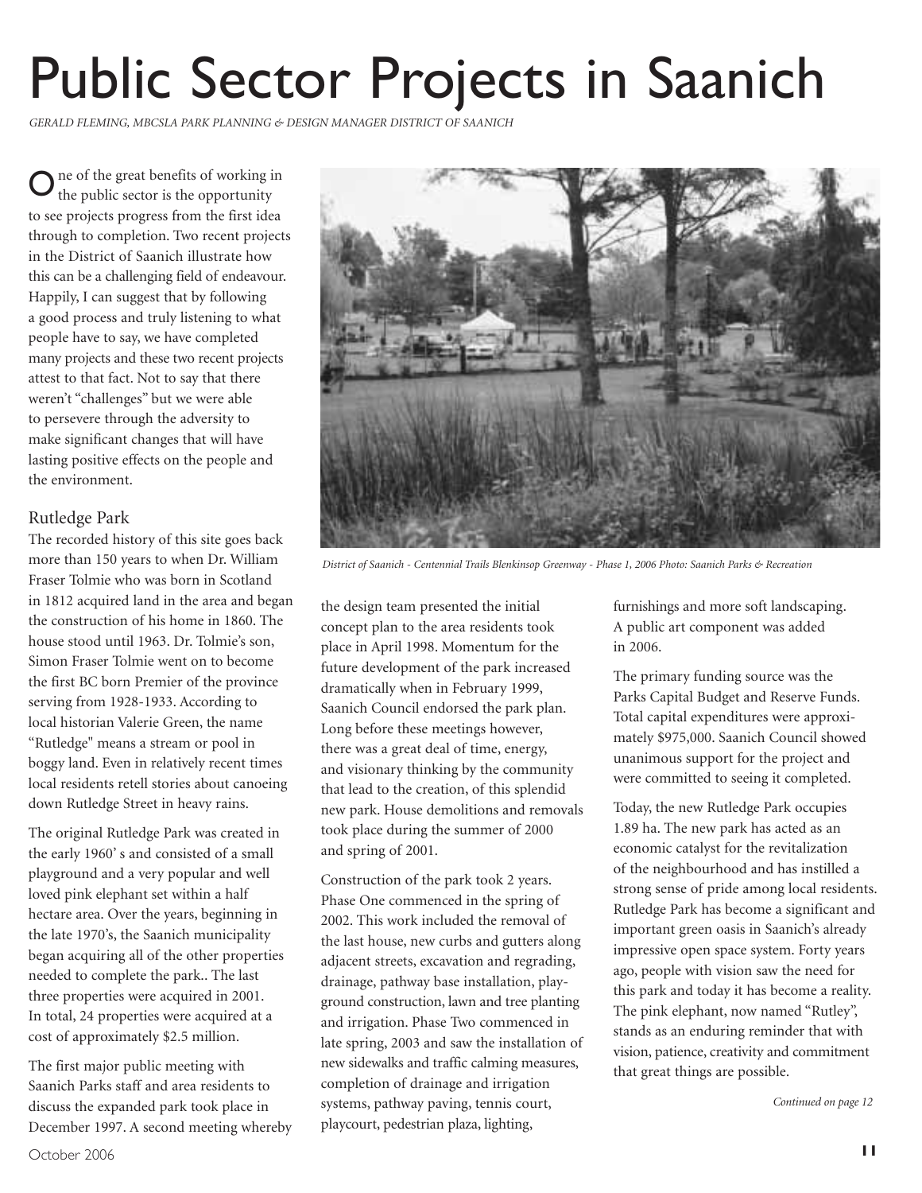# Public Sector Projects in Saanich

*GERALD FLEMING, MBCSLA PARK PLANNING & DESIGN MANAGER DISTRICT OF SAANICH*

One of the great benefits of working in the public sector is the opportunity to see projects progress from the first idea through to completion. Two recent projects in the District of Saanich illustrate how this can be a challenging field of endeavour. Happily, I can suggest that by following a good process and truly listening to what people have to say, we have completed many projects and these two recent projects attest to that fact. Not to say that there weren't "challenges" but we were able to persevere through the adversity to make significant changes that will have lasting positive effects on the people and the environment.

## Rutledge Park

The recorded history of this site goes back more than 150 years to when Dr. William Fraser Tolmie who was born in Scotland in 1812 acquired land in the area and began the construction of his home in 1860. The house stood until 1963. Dr. Tolmie's son, Simon Fraser Tolmie went on to become the first BC born Premier of the province serving from 1928-1933. According to local historian Valerie Green, the name "Rutledge" means a stream or pool in boggy land. Even in relatively recent times local residents retell stories about canoeing down Rutledge Street in heavy rains.

The original Rutledge Park was created in the early 1960' s and consisted of a small playground and a very popular and well loved pink elephant set within a half hectare area. Over the years, beginning in the late 1970's, the Saanich municipality began acquiring all of the other properties needed to complete the park.. The last three properties were acquired in 2001. In total, 24 properties were acquired at a cost of approximately $2.5 million.

The first major public meeting with Saanich Parks staff and area residents to discuss the expanded park took place in December 1997. A second meeting whereby the design team presented the initial concept plan to the area residents took place in April 1998. Momentum for the future development of the park increased dramatically when in February 1999, Saanich Council endorsed the park plan. Long before these meetings however, there was a great deal of time, energy, and visionary thinking by the community that lead to the creation, of this splendid new park. House demolitions and removals took place during the summer of 2000 and spring of 2001.

*District of Saanich - Centennial Trails Blenkinsop Greenway - Phase 1, 2006 Photo: Saanich Parks & Recreation*

Construction of the park took 2 years. Phase One commenced in the spring of 2002. This work included the removal of the last house, new curbs and gutters along adjacent streets, excavation and regrading, drainage, pathway base installation, playground construction, lawn and tree planting and irrigation. Phase Two commenced in late spring, 2003 and saw the installation of new sidewalks and traffic calming measures, completion of drainage and irrigation systems, pathway paving, tennis court, playcourt, pedestrian plaza, lighting, furnishings and more soft landscaping. A public art component was added in 2006.

The primary funding source was the Parks Capital Budget and Reserve Funds. Total capital expenditures were approximately $975,000. Saanich Council showed unanimous support for the project and were committed to seeing it completed.

Today, the new Rutledge Park occupies 1.89 ha. The new park has acted as an economic catalyst for the revitalization of the neighbourhood and has instilled a strong sense of pride among local residents. Rutledge Park has become a significant and important green oasis in Saanich's already impressive open space system. Forty years ago, people with vision saw the need for this park and today it has become a reality. The pink elephant, now named "Rutley", stands as an enduring reminder that with vision, patience, creativity and commitment that great things are possible.

*Continued on page 12*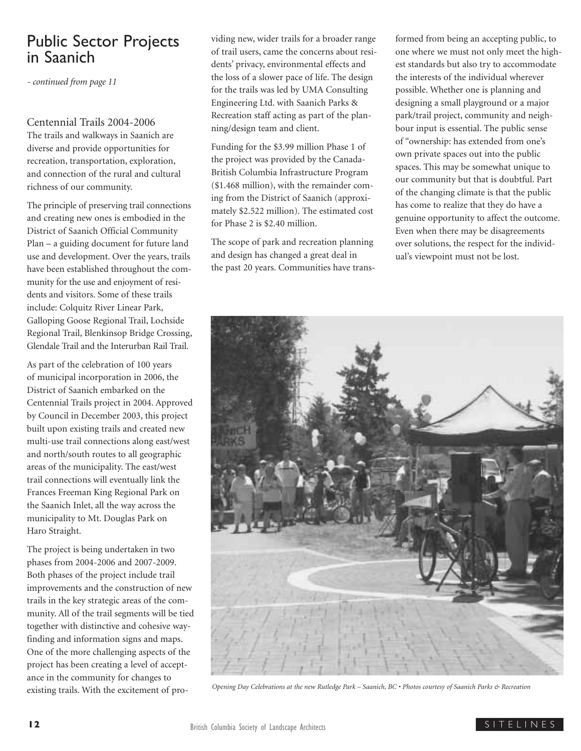# Public Sector Projects in Saanich

*- continued from page 11*

## Centennial Trails 2004-2006

The trails and walkways in Saanich are diverse and provide opportunities for recreation, transportation, exploration, and connection of the rural and cultural richness of our community.

The principle of preserving trail connections and creating new ones is embodied in the District of Saanich Official Community Plan – a guiding document for future land use and development. Over the years, trails have been established throughout the community for the use and enjoyment of residents and visitors. Some of these trails include: Colquitz River Linear Park, Galloping Goose Regional Trail, Lochside Regional Trail, Blenkinsop Bridge Crossing, Glendale Trail and the Interurban Rail Trail.

As part of the celebration of 100 years of municipal incorporation in 2006, the District of Saanich embarked on the Centennial Trails project in 2004. Approved by Council in December 2003, this project built upon existing trails and created new multi-use trail connections along east/west and north/south routes to all geographic areas of the municipality. The east/west trail connections will eventually link the Frances Freeman King Regional Park on the Saanich Inlet, all the way across the municipality to Mt. Douglas Park on Haro Straight.

The project is being undertaken in two phases from 2004-2006 and 2007-2009. Both phases of the project include trail improvements and the construction of new trails in the key strategic areas of the community. All of the trail segments will be tied together with distinctive and cohesive wayfinding and information signs and maps. One of the more challenging aspects of the project has been creating a level of acceptance in the community for changes to existing trails. With the excitement of providing new, wider trails for a broader range of trail users, came the concerns about residents' privacy, environmental effects and the loss of a slower pace of life. The design for the trails was led by UMA Consulting Engineering Ltd. with Saanich Parks & Recreation staff acting as part of the planning/design team and client.

Funding for the $3.99 million Phase 1 of the project was provided by the Canada-British Columbia Infrastructure Program ($1.468 million), with the remainder coming from the District of Saanich (approximately $2.522 million). The estimated cost for Phase 2 is $2.40 million.

The scope of park and recreation planning and design has changed a great deal in the past 20 years. Communities have transformed from being an accepting public, to one where we must not only meet the highest standards but also try to accommodate the interests of the individual wherever possible. Whether one is planning and designing a small playground or a major park/trail project, community and neighbour input is essential. The public sense of "ownership: has extended from one's own private spaces out into the public spaces. This may be somewhat unique to our community but that is doubtful. Part of the changing climate is that the public has come to realize that they do have a genuine opportunity to affect the outcome. Even when there may be disagreements over solutions, the respect for the individual's viewpoint must not be lost.

*Opening Day Celebrations at the new Rutledge Park – Saanich, BC • Photos courtesy of Saanich Parks & Recreation*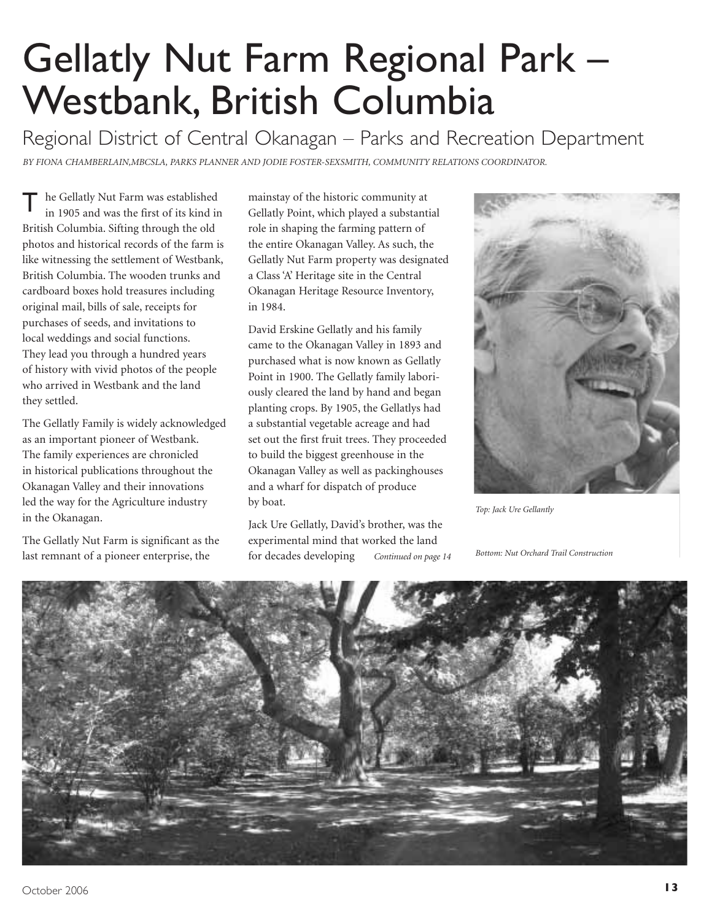# Gellatly Nut Farm Regional Park – Westbank, British Columbia

## Regional District of Central Okanagan – Parks and Recreation Department

*BY FIONA CHAMBERLAIN,MBCSLA, PARKS PLANNER AND JODIE FOSTER-SEXSMITH, COMMUNITY RELATIONS COORDINATOR.*

The Gellatly Nut Farm was established in 1905 and was the first of its kind in British Columbia. Sifting through the old photos and historical records of the farm is like witnessing the settlement of Westbank, British Columbia. The wooden trunks and cardboard boxes hold treasures including original mail, bills of sale, receipts for purchases of seeds, and invitations to local weddings and social functions. They lead you through a hundred years of history with vivid photos of the people who arrived in Westbank and the land they settled.

The Gellatly Family is widely acknowledged as an important pioneer of Westbank. The family experiences are chronicled in historical publications throughout the Okanagan Valley and their innovations led the way for the Agriculture industry in the Okanagan.

The Gellatly Nut Farm is significant as the last remnant of a pioneer enterprise, the mainstay of the historic community at Gellatly Point, which played a substantial role in shaping the farming pattern of the entire Okanagan Valley. As such, the Gellatly Nut Farm property was designated a Class 'A' Heritage site in the Central Okanagan Heritage Resource Inventory, in 1984.

David Erskine Gellatly and his family came to the Okanagan Valley in 1893 and purchased what is now known as Gellatly Point in 1900. The Gellatly family laboriously cleared the land by hand and began planting crops. By 1905, the Gellatlys had a substantial vegetable acreage and had set out the first fruit trees. They proceeded to build the biggest greenhouse in the Okanagan Valley as well as packinghouses and a wharf for dispatch of produce by boat.

Jack Ure Gellatly, David's brother, was the experimental mind that worked the land for decades developing *Continued on page 14*

*Top: Jack Ure Gellantly*

*Bottom: Nut Orchard Trail Construction*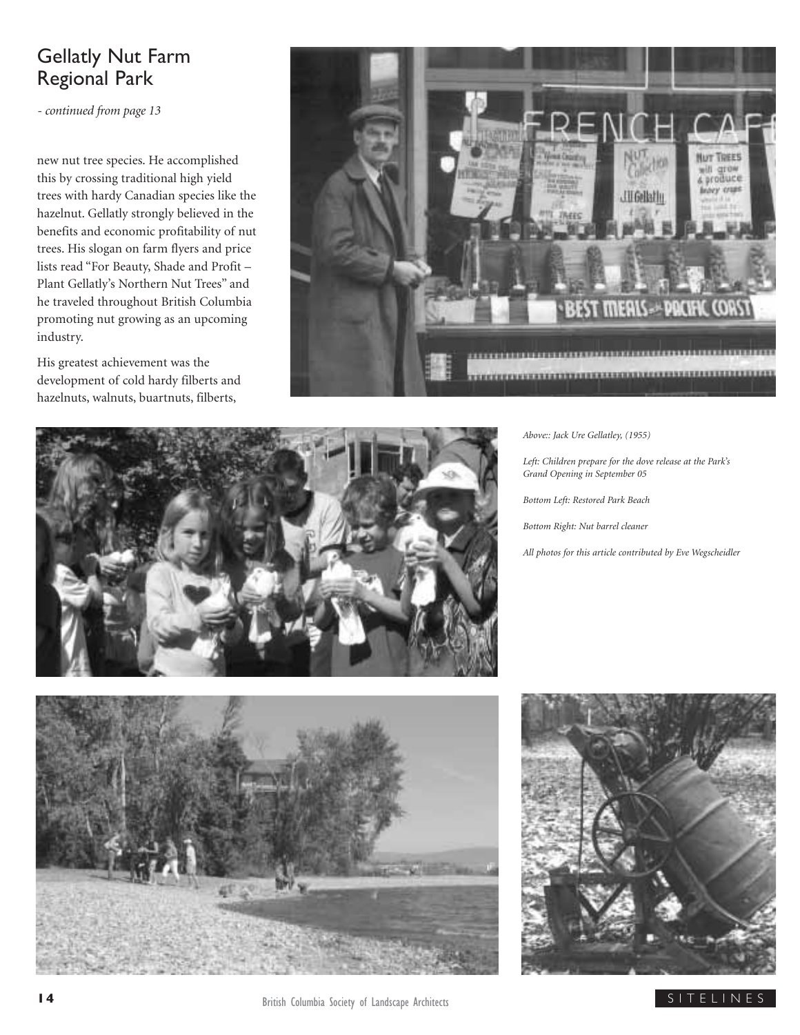## Gellatly Nut Farm Regional Park

*- continued from page 13*

new nut tree species. He accomplished this by crossing traditional high yield trees with hardy Canadian species like the hazelnut. Gellatly strongly believed in the benefits and economic profitability of nut trees. His slogan on farm flyers and price lists read "For Beauty, Shade and Profit – Plant Gellatly's Northern Nut Trees" and he traveled throughout British Columbia promoting nut growing as an upcoming industry.

His greatest achievement was the development of cold hardy filberts and hazelnuts, walnuts, buartnuts, filberts,

*Above:: Jack Ure Gellatley, (1955)*

*Left: Children prepare for the dove release at the Park's Grand Opening in September 05*

*Bottom Left: Restored Park Beach*

*Bottom Right: Nut barrel cleaner*

*All photos for this article contributed by Eve Wegscheidler*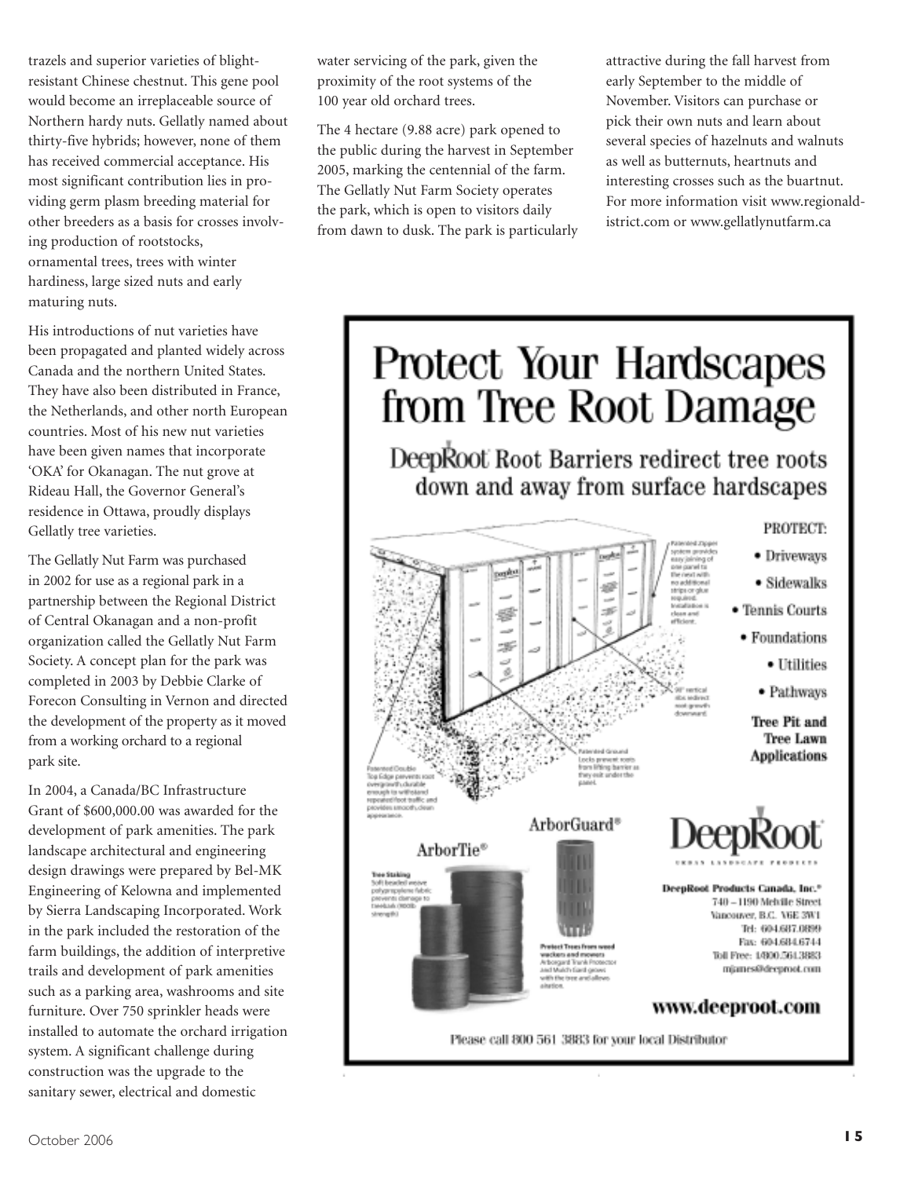trazels and superior varieties of blight-resistant Chinese chestnut. This gene pool would become an irreplaceable source of Northern hardy nuts. Gellatly named about thirty-five hybrids; however, none of them has received commercial acceptance. His most significant contribution lies in providing germ plasm breeding material for other breeders as a basis for crosses involving production of rootstocks, ornamental trees, trees with winter hardiness, large sized nuts and early maturing nuts.

His introductions of nut varieties have been propagated and planted widely across Canada and the northern United States. They have also been distributed in France, the Netherlands, and other north European countries. Most of his new nut varieties have been given names that incorporate 'OKA' for Okanagan. The nut grove at Rideau Hall, the Governor General's residence in Ottawa, proudly displays Gellatly tree varieties.

The Gellatly Nut Farm was purchased in 2002 for use as a regional park in a partnership between the Regional District of Central Okanagan and a non-profit organization called the Gellatly Nut Farm Society. A concept plan for the park was completed in 2003 by Debbie Clarke of Forecon Consulting in Vernon and directed the development of the property as it moved from a working orchard to a regional park site.

In 2004, a Canada/BC Infrastructure Grant of $600,000.00 was awarded for the development of park amenities. The park landscape architectural and engineering design drawings were prepared by Bel-MK Engineering of Kelowna and implemented by Sierra Landscaping Incorporated. Work in the park included the restoration of the farm buildings, the addition of interpretive trails and development of park amenities such as a parking area, washrooms and site furniture. Over 750 sprinkler heads were installed to automate the orchard irrigation system. A significant challenge during construction was the upgrade to the sanitary sewer, electrical and domestic water servicing of the park, given the proximity of the root systems of the 100 year old orchard trees.

The 4 hectare (9.88 acre) park opened to the public during the harvest in September 2005, marking the centennial of the farm. The Gellatly Nut Farm Society operates the park, which is open to visitors daily from dawn to dusk. The park is particularly attractive during the fall harvest from early September to the middle of November. Visitors can purchase or pick their own nuts and learn about several species of hazelnuts and walnuts as well as butternuts, heartnuts and interesting crosses such as the buartnut. For more information visit www.regionaldistrict.com or www.gellatlynutfarm.ca

# Protect Your Hardscapes from Tree Root Damage

## DeepRoot Root Barriers redirect tree roots down and away from surface hardscapes

**PROTECT:**

- Driveways
- Sidewalks
- Tennis Courts
- Foundations
- Utilities
- Pathways

**Tree Pit and Tree Lawn Applications**

ArborGuard®

ArborTie®

**DeepRoot** Urban Landscape Products

**DeepRoot Products Canada, Inc.®**
740 – 1190 Melville Street
Vancouver, B.C. V6E 3W1
Tel: 604.687.0899
Fax: 604.684.6744
Toll Free: 1.800.561.3883
mjames@deeproot.com

**www.deeproot.com**

Please call 800 561 3883 for your local Distributor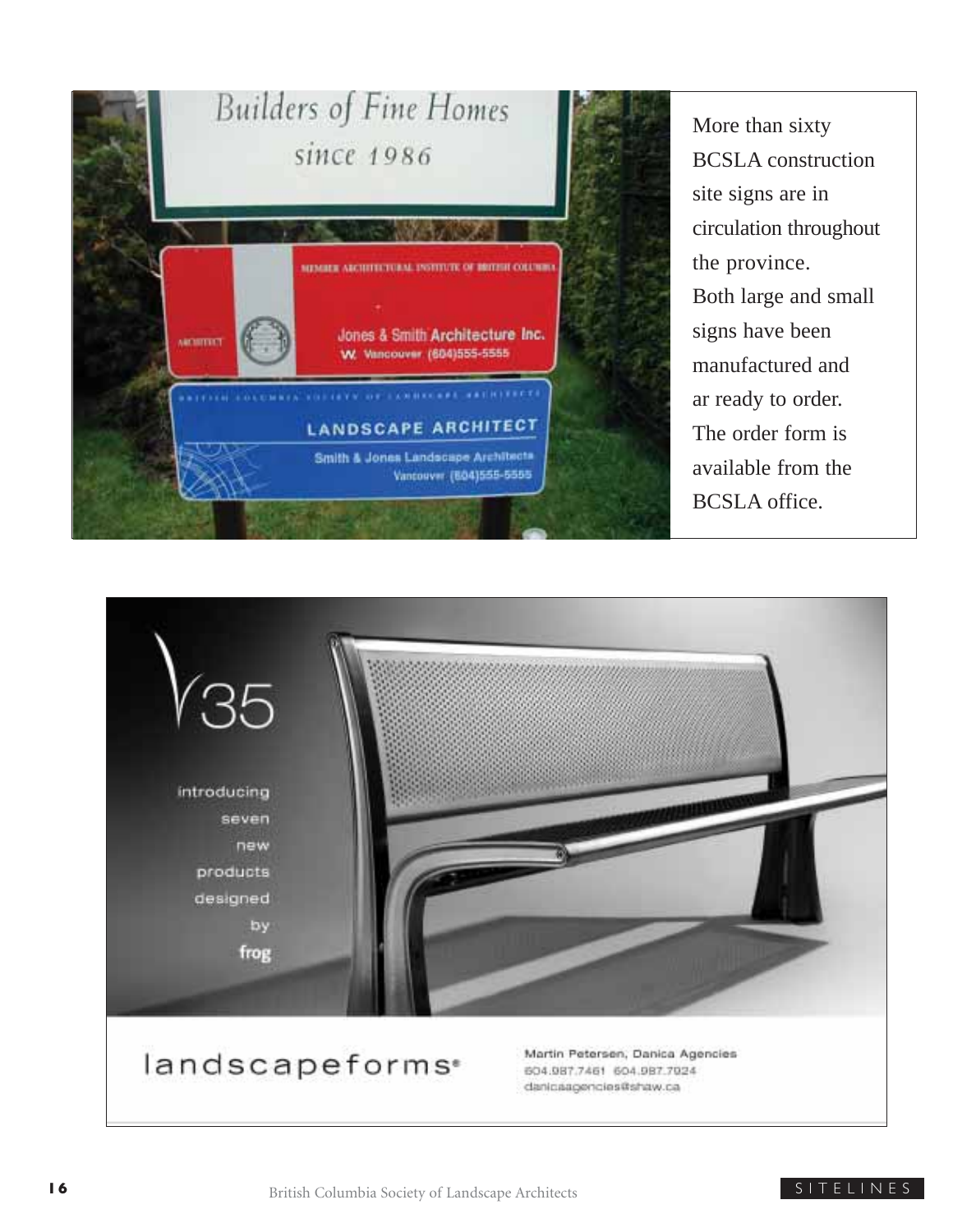More than sixty BCSLA construction site signs are in circulation throughout the province. Both large and small signs have been manufactured and ar ready to order. The order form is available from the BCSLA office.

V35

introducing seven new products designed by **frog**

landscapeforms®

Martin Petersen, Danica Agencies
604.987.7461 604.987.7924
danicaagencies@shaw.ca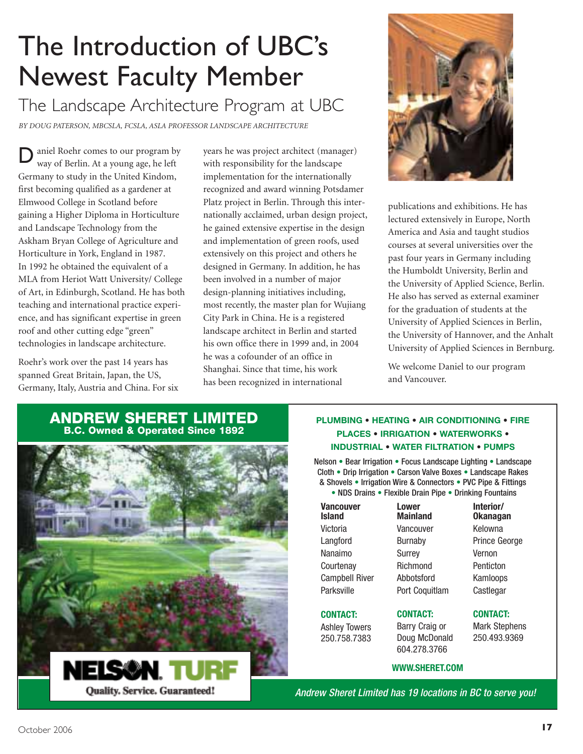# The Introduction of UBC's Newest Faculty Member

## The Landscape Architecture Program at UBC

*BY DOUG PATERSON, MBCSLA, FCSLA, ASLA PROFESSOR LANDSCAPE ARCHITECTURE*

Daniel Roehr comes to our program by way of Berlin. At a young age, he left Germany to study in the United Kindom, first becoming qualified as a gardener at Elmwood College in Scotland before gaining a Higher Diploma in Horticulture and Landscape Technology from the Askham Bryan College of Agriculture and Horticulture in York, England in 1987. In 1992 he obtained the equivalent of a MLA from Heriot Watt University/ College of Art, in Edinburgh, Scotland. He has both teaching and international practice experience, and has significant expertise in green roof and other cutting edge "green" technologies in landscape architecture.

Roehr's work over the past 14 years has spanned Great Britain, Japan, the US, Germany, Italy, Austria and China. For six years he was project architect (manager) with responsibility for the landscape implementation for the internationally recognized and award winning Potsdamer Platz project in Berlin. Through this internationally acclaimed, urban design project, he gained extensive expertise in the design and implementation of green roofs, used extensively on this project and others he designed in Germany. In addition, he has been involved in a number of major design-planning initiatives including, most recently, the master plan for Wujiang City Park in China. He is a registered landscape architect in Berlin and started his own office there in 1999 and, in 2004 he was a cofounder of an office in Shanghai. Since that time, his work has been recognized in international publications and exhibitions. He has lectured extensively in Europe, North America and Asia and taught studios courses at several universities over the past four years in Germany including the Humboldt University, Berlin and the University of Applied Science, Berlin. He also has served as external examiner for the graduation of students at the University of Applied Sciences in Berlin, the University of Hannover, and the Anhalt University of Applied Sciences in Bernburg.

We welcome Daniel to our program and Vancouver.

---

**ANDREW SHERET LIMITED**
**B.C. Owned & Operated Since 1892**

**PLUMBING • HEATING • AIR CONDITIONING • FIRE PLACES • IRRIGATION • WATERWORKS • INDUSTRIAL • WATER FILTRATION • PUMPS**

Nelson • Bear Irrigation • Focus Landscape Lighting • Landscape Cloth • Drip Irrigation • Carson Valve Boxes • Landscape Rakes & Shovels • Irrigation Wire & Connectors • PVC Pipe & Fittings • NDS Drains • Flexible Drain Pipe • Drinking Fountains

| Vancouver Island | Lower Mainland | Interior/ Okanagan |
|---|---|---|
| Victoria | Vancouver | Kelowna |
| Langford | Burnaby | Prince George |
| Nanaimo | Surrey | Vernon |
| Courtenay | Richmond | Penticton |
| Campbell River | Abbotsford | Kamloops |
| Parksville | Port Coquitlam | Castlegar |
| **CONTACT:** Ashley Towers 250.758.7383 | **CONTACT:** Barry Craig or Doug McDonald 604.278.3766 | **CONTACT:** Mark Stephens 250.493.9369 |

**WWW.SHERET.COM**

NELSON TURF
Quality. Service. Guaranteed!

*Andrew Sheret Limited has 19 locations in BC to serve you!*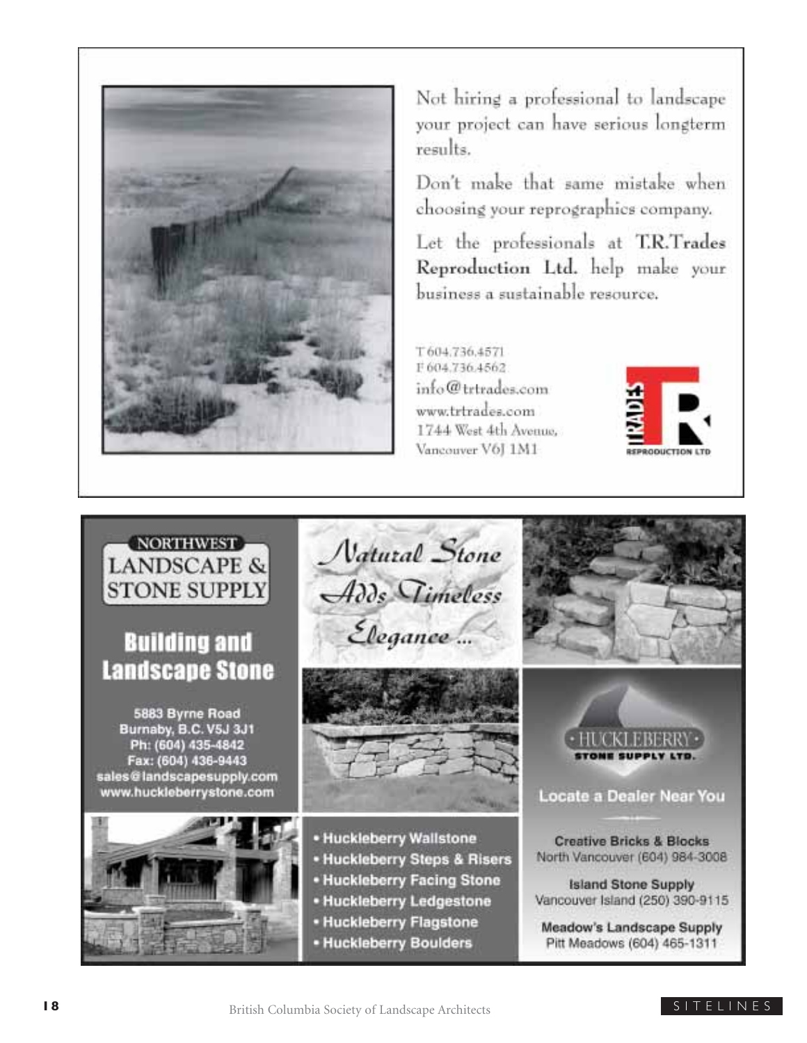Not hiring a professional to landscape your project can have serious longterm results.

Don't make that same mistake when choosing your reprographics company.

Let the professionals at **T.R.Trades Reproduction Ltd.** help make your business a sustainable resource.

T 604.736.4571
F 604.736.4562
info@trtrades.com
www.trtrades.com
1744 West 4th Avenue,
Vancouver V6J 1M1

TRADES
REPRODUCTION LTD

NORTHWEST
LANDSCAPE & STONE SUPPLY

**Building and Landscape Stone**

5883 Byrne Road
Burnaby, B.C. V5J 3J1
Ph: (604) 435-4842
Fax: (604) 436-9443
sales@landscapesupply.com
www.huckleberrystone.com

*Natural Stone Adds Timeless Elegance ...*

- Huckleberry Wallstone
- Huckleberry Steps & Risers
- Huckleberry Facing Stone
- Huckleberry Ledgestone
- Huckleberry Flagstone
- Huckleberry Boulders

HUCKLEBERRY
STONE SUPPLY LTD.

**Locate a Dealer Near You**

**Creative Bricks & Blocks**
North Vancouver (604) 984-3008

**Island Stone Supply**
Vancouver Island (250) 390-9115

**Meadow's Landscape Supply**
Pitt Meadows (604) 465-1311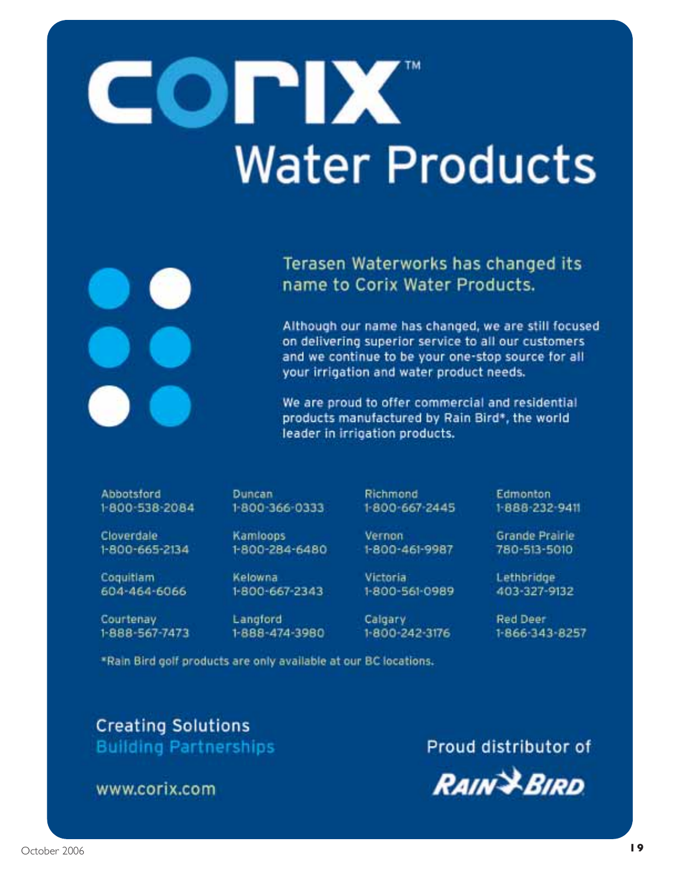# corix™

## Water Products

### Terasen Waterworks has changed its name to Corix Water Products.

Although our name has changed, we are still focused on delivering superior service to all our customers and we continue to be your one-stop source for all your irrigation and water product needs.

We are proud to offer commercial and residential products manufactured by Rain Bird*, the world leader in irrigation products.

Abbotsford
1-800-538-2084

Cloverdale
1-800-665-2134

Coquitlam
604-464-6066

Courtenay
1-888-567-7473

Duncan
1-800-366-0333

Kamloops
1-800-284-6480

Kelowna
1-800-667-2343

Langford
1-888-474-3980

Richmond
1-800-667-2445

Vernon
1-800-461-9987

Victoria
1-800-561-0989

Calgary
1-800-242-3176

Edmonton
1-888-232-9411

Grande Prairie
780-513-5010

Lethbridge
403-327-9132

Red Deer
1-866-343-8257

*Rain Bird golf products are only available at our BC locations.

Creating Solutions
Building Partnerships

www.corix.com

Proud distributor of
RAIN BIRD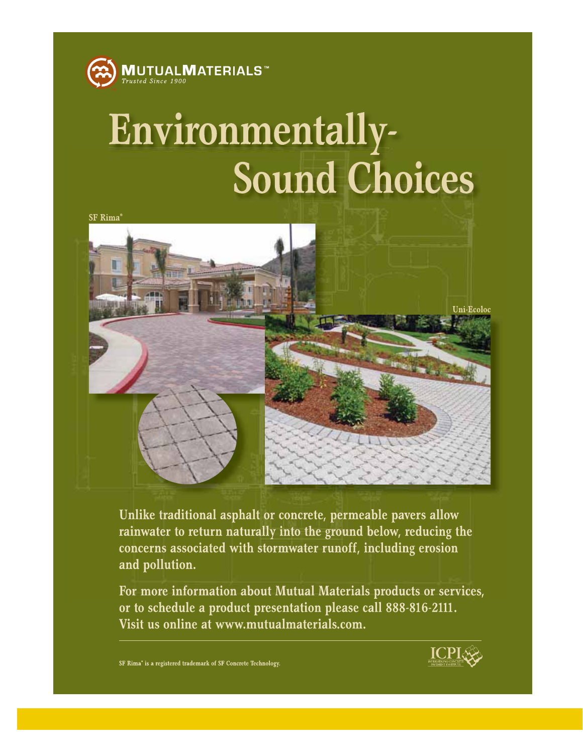MUTUALMATERIALS™
*Trusted Since 1900*

# Environmentally-Sound Choices

SF Rima®

Uni-Ecoloc

**Unlike traditional asphalt or concrete, permeable pavers allow rainwater to return naturally into the ground below, reducing the concerns associated with stormwater runoff, including erosion and pollution.**

**For more information about Mutual Materials products or services, or to schedule a product presentation please call 888-816-2111. Visit us online at www.mutualmaterials.com.**

SF Rima® is a registered trademark of SF Concrete Technology.

ICPI